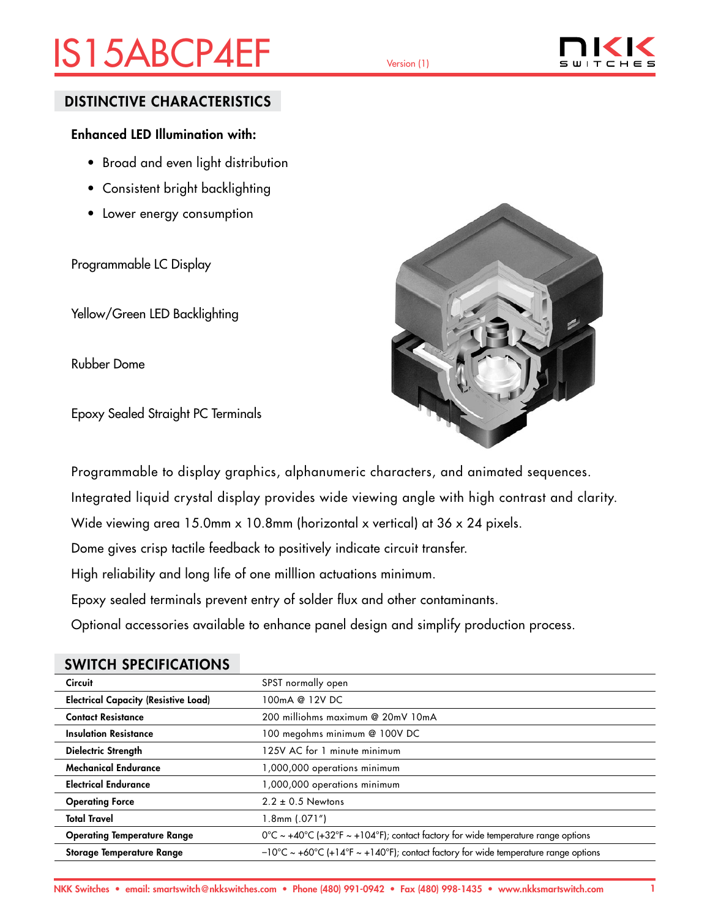# IS15ABCP4EF

Version (1)

## DISTINCTIVE CHARACTERISTICS

**Enhanced LED Illumination with:**

- Broad and even light distribution
- Consistent bright backlighting
- Lower energy consumption

Programmable LC Display

Yellow/Green LED Backlighting

Rubber Dome

Epoxy Sealed Straight PC Terminals

Programmable to display graphics, alphanumeric characters, and animated sequences.

Integrated liquid crystal display provides wide viewing angle with high contrast and clarity.

Wide viewing area 15.0mm x 10.8mm (horizontal x vertical) at 36 x 24 pixels.

Dome gives crisp tactile feedback to positively indicate circuit transfer.

High reliability and long life of one milllion actuations minimum.

Epoxy sealed terminals prevent entry of solder flux and other contaminants.

Optional accessories available to enhance panel design and simplify production process.

## SWITCH SPECIFICATIONS

| | |
|---|---|
| **Circuit** | SPST normally open |
| **Electrical Capacity (Resistive Load)** | 100mA @ 12V DC |
| **Contact Resistance** | 200 milliohms maximum @ 20mV 10mA |
| **Insulation Resistance** | 100 megohms minimum @ 100V DC |
| **Dielectric Strength** | 125V AC for 1 minute minimum |
| **Mechanical Endurance** | 1,000,000 operations minimum |
| **Electrical Endurance** | 1,000,000 operations minimum |
| **Operating Force** | 2.2 ± 0.5 Newtons |
| **Total Travel** | 1.8mm (.071″) |
| **Operating Temperature Range** | 0°C ~ +40°C (+32°F ~ +104°F); contact factory for wide temperature range options |
| **Storage Temperature Range** | −10°C ~ +60°C (+14°F ~ +140°F); contact factory for wide temperature range options |

NKK Switches • email: smartswitch@nkkswitches.com • Phone (480) 991-0942 • Fax (480) 998-1435 • www.nkksmartswitch.com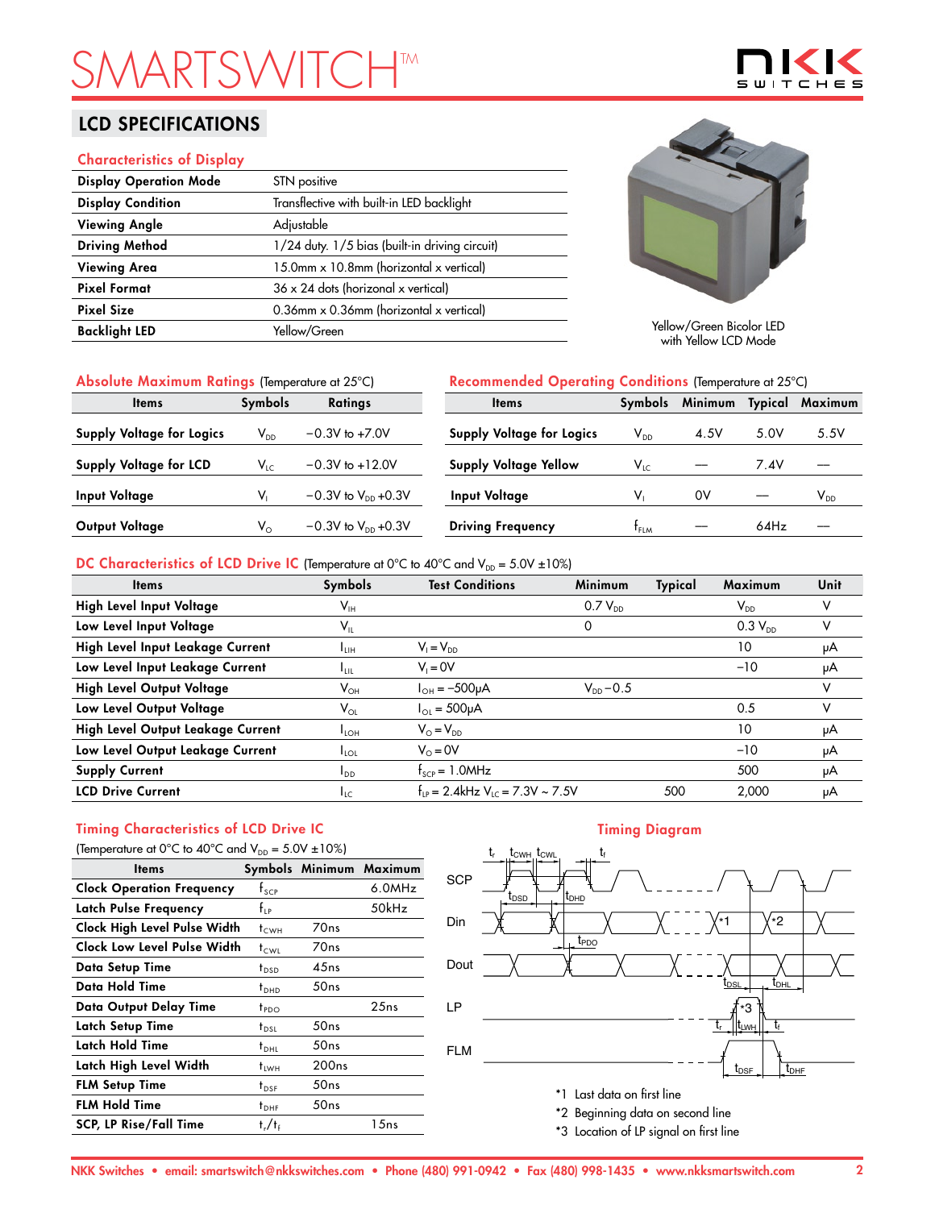# SMARTSWITCH™

## LCD SPECIFICATIONS

### Characteristics of Display

| | |
|---|---|
| **Display Operation Mode** | STN positive |
| **Display Condition** | Transflective with built-in LED backlight |
| **Viewing Angle** | Adjustable |
| **Driving Method** | 1/24 duty. 1/5 bias (built-in driving circuit) |
| **Viewing Area** | 15.0mm x 10.8mm (horizontal x vertical) |
| **Pixel Format** | 36 x 24 dots (horizonal x vertical) |
| **Pixel Size** | 0.36mm x 0.36mm (horizontal x vertical) |
| **Backlight LED** | Yellow/Green |

Yellow/Green Bicolor LED with Yellow LCD Mode

### Absolute Maximum Ratings (Temperature at 25°C)

| Items | Symbols | Ratings |
|---|---|---|
| **Supply Voltage for Logics** | $V_{DD}$ | −0.3V to +7.0V |
| **Supply Voltage for LCD** | $V_{LC}$ | −0.3V to +12.0V |
| **Input Voltage** | $V_I$ | −0.3V to $V_{DD}$ +0.3V |
| **Output Voltage** | $V_O$ | −0.3V to $V_{DD}$ +0.3V |

### Recommended Operating Conditions (Temperature at 25°C)

| Items | Symbols | Minimum | Typical | Maximum |
|---|---|---|---|---|
| **Supply Voltage for Logics** | $V_{DD}$ | 4.5V | 5.0V | 5.5V |
| **Supply Voltage Yellow** | $V_{LC}$ | — | 7.4V | — |
| **Input Voltage** | $V_I$ | 0V | — | $V_{DD}$ |
| **Driving Frequency** | $f_{FLM}$ | — | 64Hz | — |

### DC Characteristics of LCD Drive IC (Temperature at 0°C to 40°C and $V_{DD}$ = 5.0V ±10%)

| Items | Symbols | Test Conditions | Minimum | Typical | Maximum | Unit |
|---|---|---|---|---|---|---|
| **High Level Input Voltage** | $V_{IH}$ | | 0.7 $V_{DD}$ | | $V_{DD}$ | V |
| **Low Level Input Voltage** | $V_{IL}$ | | 0 | | 0.3 $V_{DD}$ | V |
| **High Level Input Leakage Current** | $I_{LIH}$ | $V_I = V_{DD}$ | | | 10 | μA |
| **Low Level Input Leakage Current** | $I_{LIL}$ | $V_I$ = 0V | | | −10 | μA |
| **High Level Output Voltage** | $V_{OH}$ | $I_{OH}$ = −500μA | $V_{DD}$ −0.5 | | | V |
| **Low Level Output Voltage** | $V_{OL}$ | $I_{OL}$ = 500μA | | | 0.5 | V |
| **High Level Output Leakage Current** | $I_{LOH}$ | $V_O = V_{DD}$ | | | 10 | μA |
| **Low Level Output Leakage Current** | $I_{LOL}$ | $V_O$ = 0V | | | −10 | μA |
| **Supply Current** | $I_{DD}$ | $f_{SCP}$ = 1.0MHz | | | 500 | μA |
| **LCD Drive Current** | $I_{LC}$ | $f_{LP}$ = 2.4kHz $V_{LC}$ = 7.3V ~ 7.5V | | 500 | 2,000 | μA |

### Timing Characteristics of LCD Drive IC

(Temperature at 0°C to 40°C and $V_{DD}$ = 5.0V ±10%)

| Items | Symbols | Minimum | Maximum |
|---|---|---|---|
| **Clock Operation Frequency** | $f_{SCP}$ | | 6.0MHz |
| **Latch Pulse Frequency** | $f_{LP}$ | | 50kHz |
| **Clock High Level Pulse Width** | $t_{CWH}$ | 70ns | |
| **Clock Low Level Pulse Width** | $t_{CWL}$ | 70ns | |
| **Data Setup Time** | $t_{DSD}$ | 45ns | |
| **Data Hold Time** | $t_{DHD}$ | 50ns | |
| **Data Output Delay Time** | $t_{PDO}$ | | 25ns |
| **Latch Setup Time** | $t_{DSL}$ | 50ns | |
| **Latch Hold Time** | $t_{DHL}$ | 50ns | |
| **Latch High Level Width** | $t_{LWH}$ | 200ns | |
| **FLM Setup Time** | $t_{DSF}$ | 50ns | |
| **FLM Hold Time** | $t_{DHF}$ | 50ns | |
| **SCP, LP Rise/Fall Time** | $t_r/t_f$ | | 15ns |

### Timing Diagram

*1 Last data on first line

*2 Beginning data on second line

*3 Location of LP signal on first line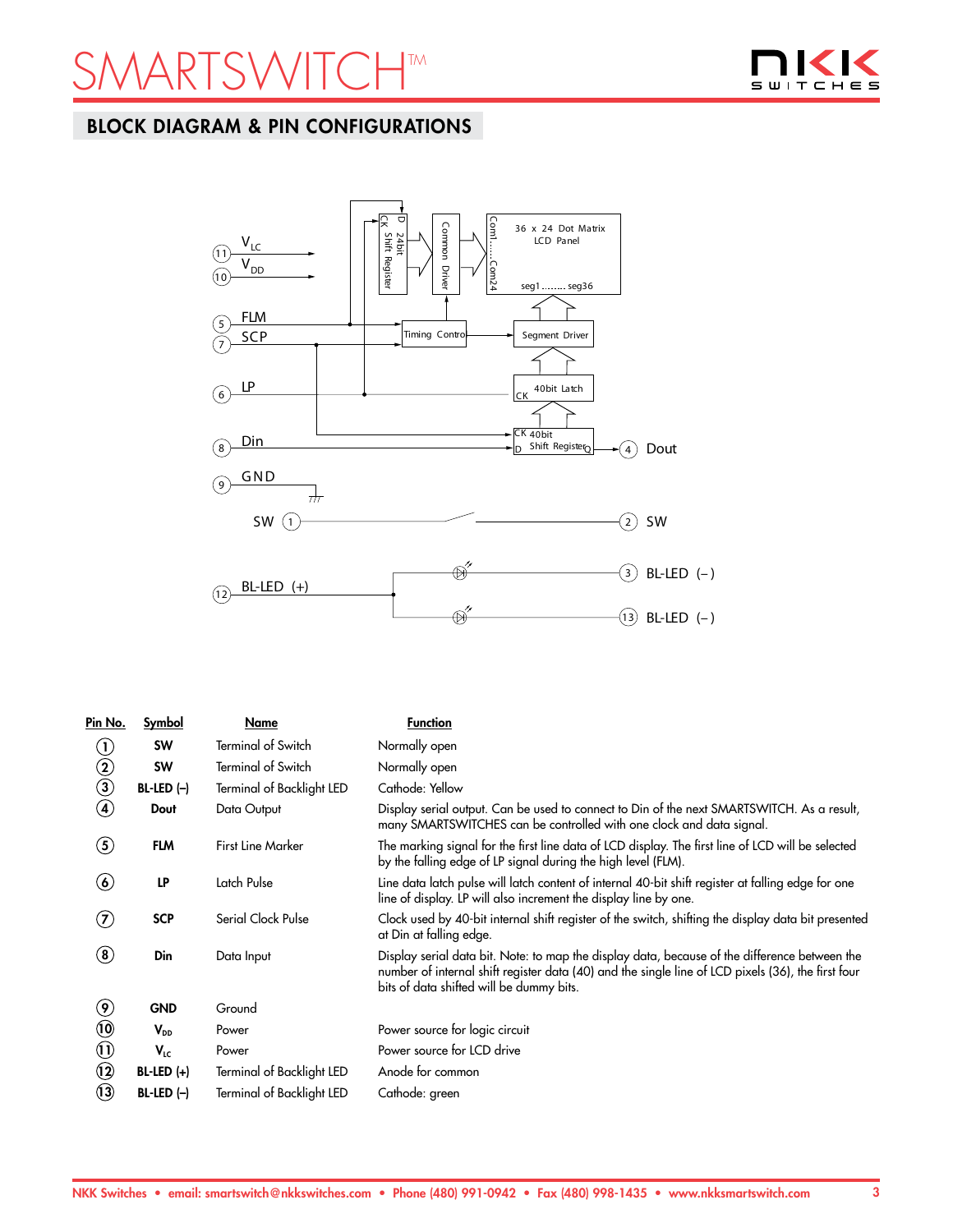## BLOCK DIAGRAM & PIN CONFIGURATIONS

| Pin No. | Symbol | Name | Function |
|---|---|---|---|
| 1 | SW | Terminal of Switch | Normally open |
| 2 | SW | Terminal of Switch | Normally open |
| 3 | BL-LED (–) | Terminal of Backlight LED | Cathode: Yellow |
| 4 | Dout | Data Output | Display serial output. Can be used to connect to Din of the next SMARTSWITCH. As a result, many SMARTSWITCHES can be controlled with one clock and data signal. |
| 5 | FLM | First Line Marker | The marking signal for the first line data of LCD display. The first line of LCD will be selected by the falling edge of LP signal during the high level (FLM). |
| 6 | LP | Latch Pulse | Line data latch pulse will latch content of internal 40-bit shift register at falling edge for one line of display. LP will also increment the display line by one. |
| 7 | SCP | Serial Clock Pulse | Clock used by 40-bit internal shift register of the switch, shifting the display data bit presented at Din at falling edge. |
| 8 | Din | Data Input | Display serial data bit. Note: to map the display data, because of the difference between the number of internal shift register data (40) and the single line of LCD pixels (36), the first four bits of data shifted will be dummy bits. |
| 9 | GND | Ground | |
| 10 | $V_{DD}$ | Power | Power source for logic circuit |
| 11 | $V_{LC}$ | Power | Power source for LCD drive |
| 12 | BL-LED (+) | Terminal of Backlight LED | Anode for common |
| 13 | BL-LED (–) | Terminal of Backlight LED | Cathode: green |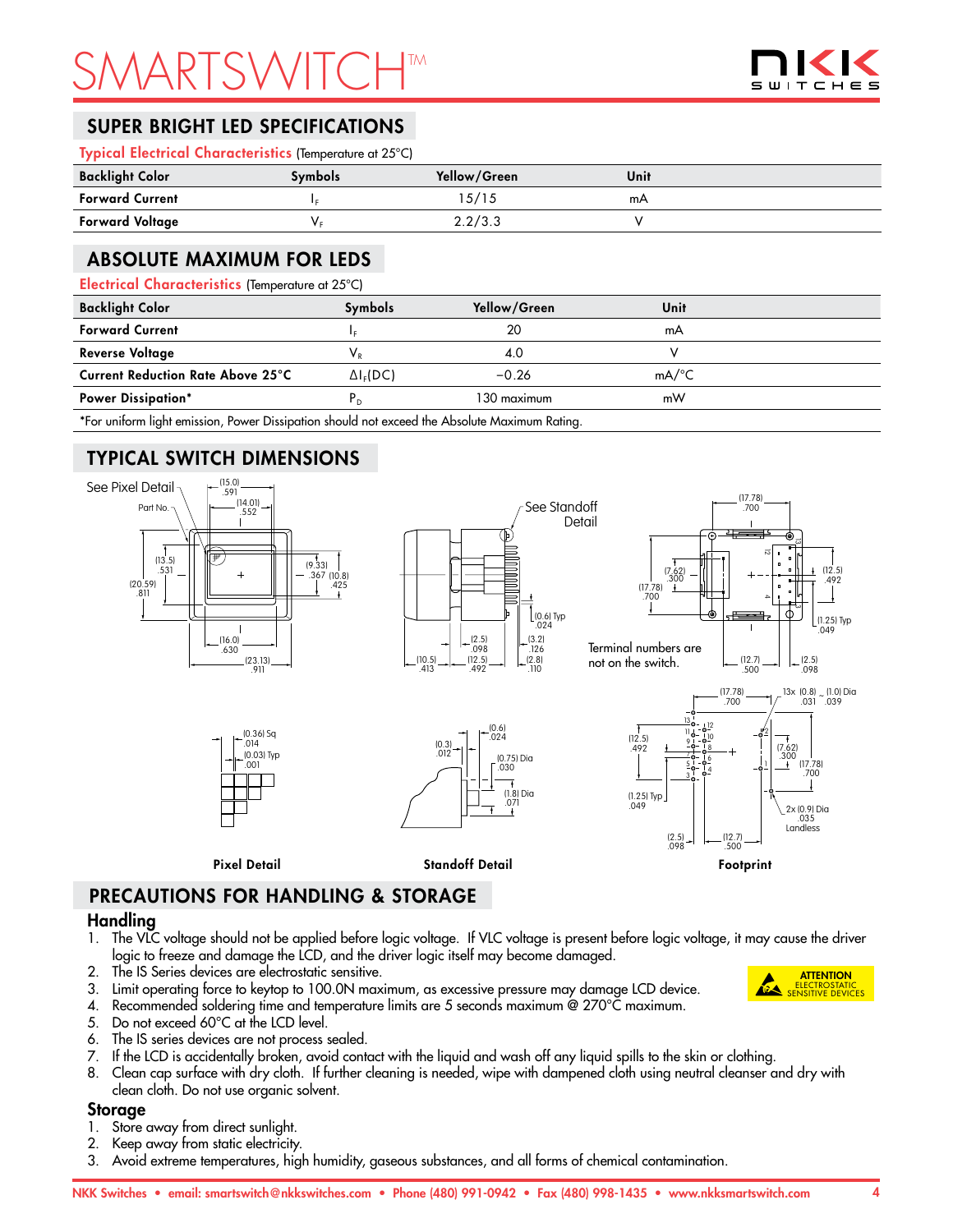## SUPER BRIGHT LED SPECIFICATIONS

**Typical Electrical Characteristics** (Temperature at 25°C)

| Backlight Color | Symbols | Yellow/Green | Unit |
|---|---|---|---|
| Forward Current | $I_F$ | 15/15 | mA |
| Forward Voltage | $V_F$ | 2.2/3.3 | V |

## ABSOLUTE MAXIMUM FOR LEDS

**Electrical Characteristics** (Temperature at 25°C)

| Backlight Color | Symbols | Yellow/Green | Unit |
|---|---|---|---|
| Forward Current | $I_F$ | 20 | mA |
| Reverse Voltage | $V_R$ | 4.0 | V |
| Current Reduction Rate Above 25°C | $\Delta I_F$(DC) | −0.26 | mA/°C |
| Power Dissipation* | $P_D$ | 130 maximum | mW |

*For uniform light emission, Power Dissipation should not exceed the Absolute Maximum Rating.

## TYPICAL SWITCH DIMENSIONS

See Pixel Detail
Part No.
(15.0) .591
(14.01) .552
(13.5) .531
(20.59) .811
(9.33) .367
(10.8) .425
(16.0) .630
(23.13) .911

See Standoff Detail
(0.6) Typ .024
(10.5) .413
(2.5) .098
(12.5) .492
(3.2) .126
(2.8) .110

(17.78) .700
(7.62) .300
(17.78) .700
(12.5) .492
(1.25) Typ .049
(12.7) .500
(2.5) .098
Terminal numbers are not on the switch.

(0.36) Sq .014
(0.03) Typ .001

**Pixel Detail**

(0.3) .012
(0.6) .024
(0.75) Dia .030
(1.8) Dia .071

**Standoff Detail**

(17.78) .700
13x (0.8) .031 ~ (1.0) Dia .039
(12.5) .492
(7.62) .300
(17.78) .700
(1.25) Typ .049
2x (0.9) Dia .035 Landless
(2.5) .098
(12.7) .500

**Footprint**

## PRECAUTIONS FOR HANDLING & STORAGE

### Handling

1. The VLC voltage should not be applied before logic voltage. If VLC voltage is present before logic voltage, it may cause the driver logic to freeze and damage the LCD, and the driver logic itself may become damaged.
2. The IS Series devices are electrostatic sensitive.
3. Limit operating force to keytop to 100.0N maximum, as excessive pressure may damage LCD device.
4. Recommended soldering time and temperature limits are 5 seconds maximum @ 270°C maximum.
5. Do not exceed 60°C at the LCD level.
6. The IS series devices are not process sealed.
7. If the LCD is accidentally broken, avoid contact with the liquid and wash off any liquid spills to the skin or clothing.
8. Clean cap surface with dry cloth. If further cleaning is needed, wipe with dampened cloth using neutral cleanser and dry with clean cloth. Do not use organic solvent.

ATTENTION ELECTROSTATIC SENSITIVE DEVICES

### Storage

1. Store away from direct sunlight.
2. Keep away from static electricity.
3. Avoid extreme temperatures, high humidity, gaseous substances, and all forms of chemical contamination.